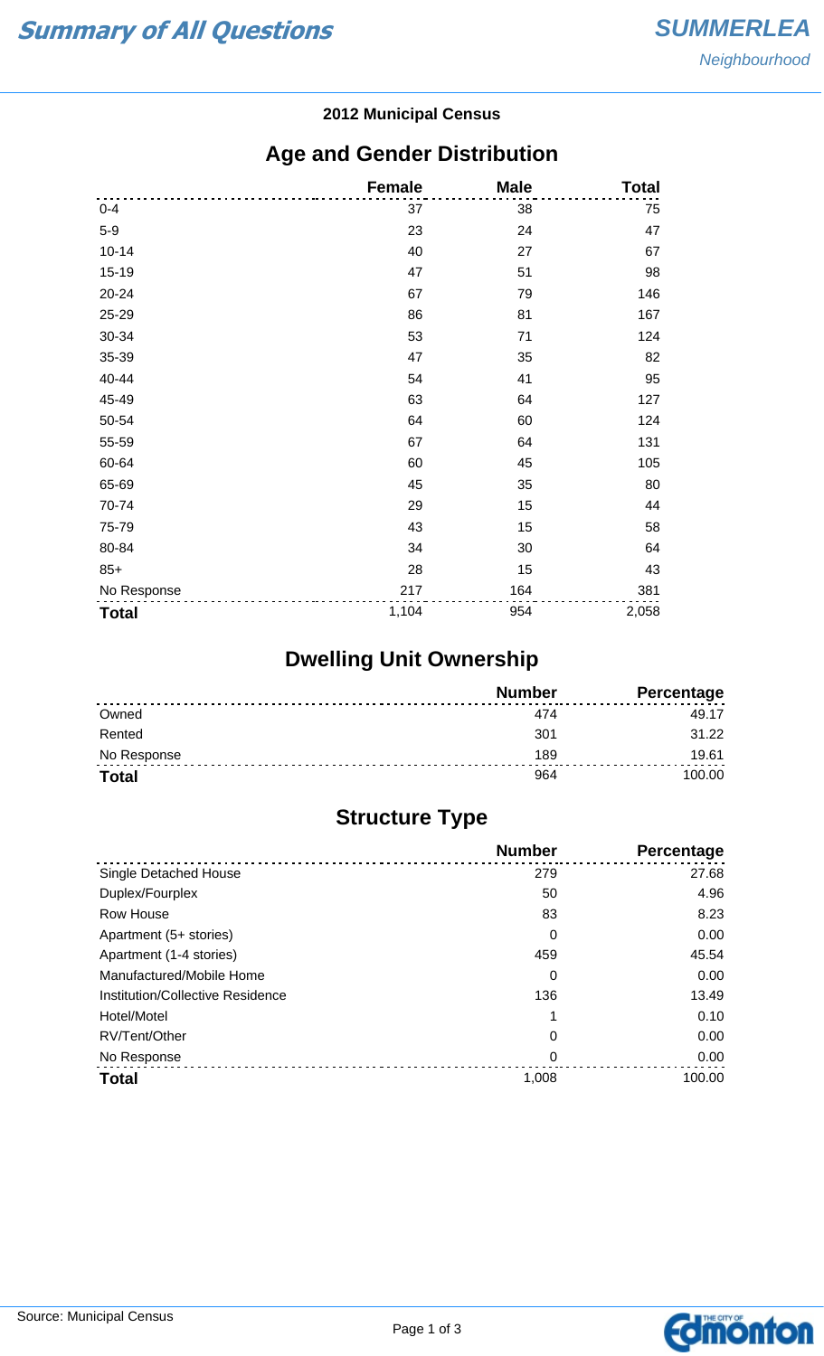# Summary of All Questions

**SUMMERLEA**
*Neighbourhood*

**2012 Municipal Census**

## Age and Gender Distribution

| | Female | Male | Total |
|---|---|---|---|
| 0-4 | 37 | 38 | 75 |
| 5-9 | 23 | 24 | 47 |
| 10-14 | 40 | 27 | 67 |
| 15-19 | 47 | 51 | 98 |
| 20-24 | 67 | 79 | 146 |
| 25-29 | 86 | 81 | 167 |
| 30-34 | 53 | 71 | 124 |
| 35-39 | 47 | 35 | 82 |
| 40-44 | 54 | 41 | 95 |
| 45-49 | 63 | 64 | 127 |
| 50-54 | 64 | 60 | 124 |
| 55-59 | 67 | 64 | 131 |
| 60-64 | 60 | 45 | 105 |
| 65-69 | 45 | 35 | 80 |
| 70-74 | 29 | 15 | 44 |
| 75-79 | 43 | 15 | 58 |
| 80-84 | 34 | 30 | 64 |
| 85+ | 28 | 15 | 43 |
| No Response | 217 | 164 | 381 |
| **Total** | 1,104 | 954 | 2,058 |

## Dwelling Unit Ownership

| | Number | Percentage |
|---|---|---|
| Owned | 474 | 49.17 |
| Rented | 301 | 31.22 |
| No Response | 189 | 19.61 |
| **Total** | 964 | 100.00 |

## Structure Type

| | Number | Percentage |
|---|---|---|
| Single Detached House | 279 | 27.68 |
| Duplex/Fourplex | 50 | 4.96 |
| Row House | 83 | 8.23 |
| Apartment (5+ stories) | 0 | 0.00 |
| Apartment (1-4 stories) | 459 | 45.54 |
| Manufactured/Mobile Home | 0 | 0.00 |
| Institution/Collective Residence | 136 | 13.49 |
| Hotel/Motel | 1 | 0.10 |
| RV/Tent/Other | 0 | 0.00 |
| No Response | 0 | 0.00 |
| **Total** | 1,008 | 100.00 |

Source: Municipal Census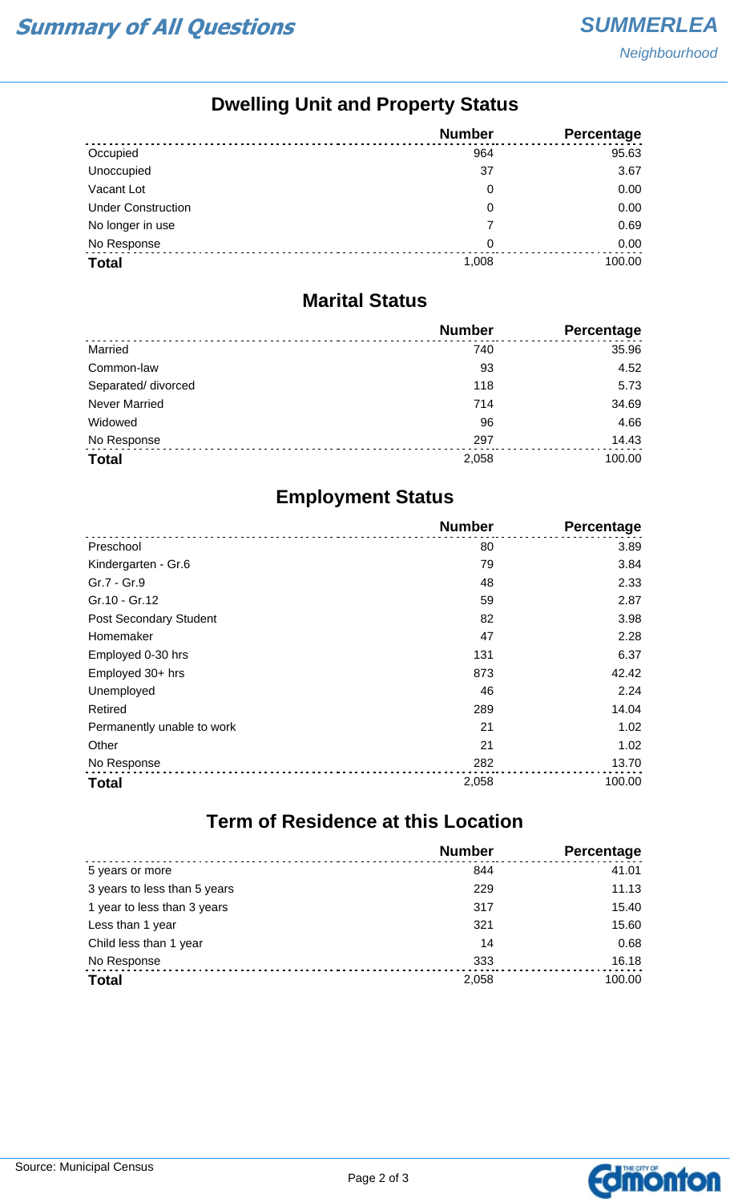# Summary of All Questions

**SUMMERLEA**
*Neighbourhood*

## Dwelling Unit and Property Status

| | Number | Percentage |
|---|---|---|
| Occupied | 964 | 95.63 |
| Unoccupied | 37 | 3.67 |
| Vacant Lot | 0 | 0.00 |
| Under Construction | 0 | 0.00 |
| No longer in use | 7 | 0.69 |
| No Response | 0 | 0.00 |
| **Total** | 1,008 | 100.00 |

## Marital Status

| | Number | Percentage |
|---|---|---|
| Married | 740 | 35.96 |
| Common-law | 93 | 4.52 |
| Separated/ divorced | 118 | 5.73 |
| Never Married | 714 | 34.69 |
| Widowed | 96 | 4.66 |
| No Response | 297 | 14.43 |
| **Total** | 2,058 | 100.00 |

## Employment Status

| | Number | Percentage |
|---|---|---|
| Preschool | 80 | 3.89 |
| Kindergarten - Gr.6 | 79 | 3.84 |
| Gr.7 - Gr.9 | 48 | 2.33 |
| Gr.10 - Gr.12 | 59 | 2.87 |
| Post Secondary Student | 82 | 3.98 |
| Homemaker | 47 | 2.28 |
| Employed 0-30 hrs | 131 | 6.37 |
| Employed 30+ hrs | 873 | 42.42 |
| Unemployed | 46 | 2.24 |
| Retired | 289 | 14.04 |
| Permanently unable to work | 21 | 1.02 |
| Other | 21 | 1.02 |
| No Response | 282 | 13.70 |
| **Total** | 2,058 | 100.00 |

## Term of Residence at this Location

| | Number | Percentage |
|---|---|---|
| 5 years or more | 844 | 41.01 |
| 3 years to less than 5 years | 229 | 11.13 |
| 1 year to less than 3 years | 317 | 15.40 |
| Less than 1 year | 321 | 15.60 |
| Child less than 1 year | 14 | 0.68 |
| No Response | 333 | 16.18 |
| **Total** | 2,058 | 100.00 |

Source: Municipal Census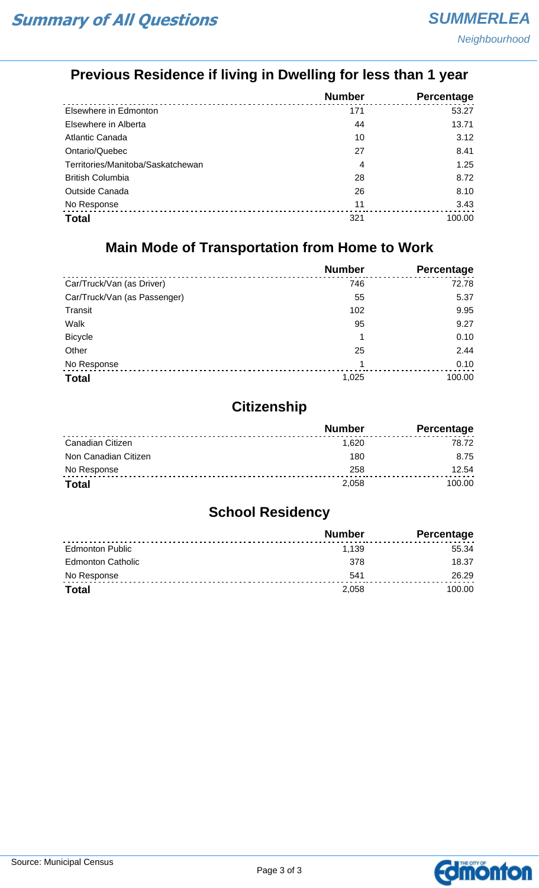# Summary of All Questions

**SUMMERLEA**
*Neighbourhood*

## Previous Residence if living in Dwelling for less than 1 year

| | Number | Percentage |
|---|---|---|
| Elsewhere in Edmonton | 171 | 53.27 |
| Elsewhere in Alberta | 44 | 13.71 |
| Atlantic Canada | 10 | 3.12 |
| Ontario/Quebec | 27 | 8.41 |
| Territories/Manitoba/Saskatchewan | 4 | 1.25 |
| British Columbia | 28 | 8.72 |
| Outside Canada | 26 | 8.10 |
| No Response | 11 | 3.43 |
| **Total** | 321 | 100.00 |

## Main Mode of Transportation from Home to Work

| | Number | Percentage |
|---|---|---|
| Car/Truck/Van (as Driver) | 746 | 72.78 |
| Car/Truck/Van (as Passenger) | 55 | 5.37 |
| Transit | 102 | 9.95 |
| Walk | 95 | 9.27 |
| Bicycle | 1 | 0.10 |
| Other | 25 | 2.44 |
| No Response | 1 | 0.10 |
| **Total** | 1,025 | 100.00 |

## Citizenship

| | Number | Percentage |
|---|---|---|
| Canadian Citizen | 1,620 | 78.72 |
| Non Canadian Citizen | 180 | 8.75 |
| No Response | 258 | 12.54 |
| **Total** | 2,058 | 100.00 |

## School Residency

| | Number | Percentage |
|---|---|---|
| Edmonton Public | 1,139 | 55.34 |
| Edmonton Catholic | 378 | 18.37 |
| No Response | 541 | 26.29 |
| **Total** | 2,058 | 100.00 |

Source: Municipal Census